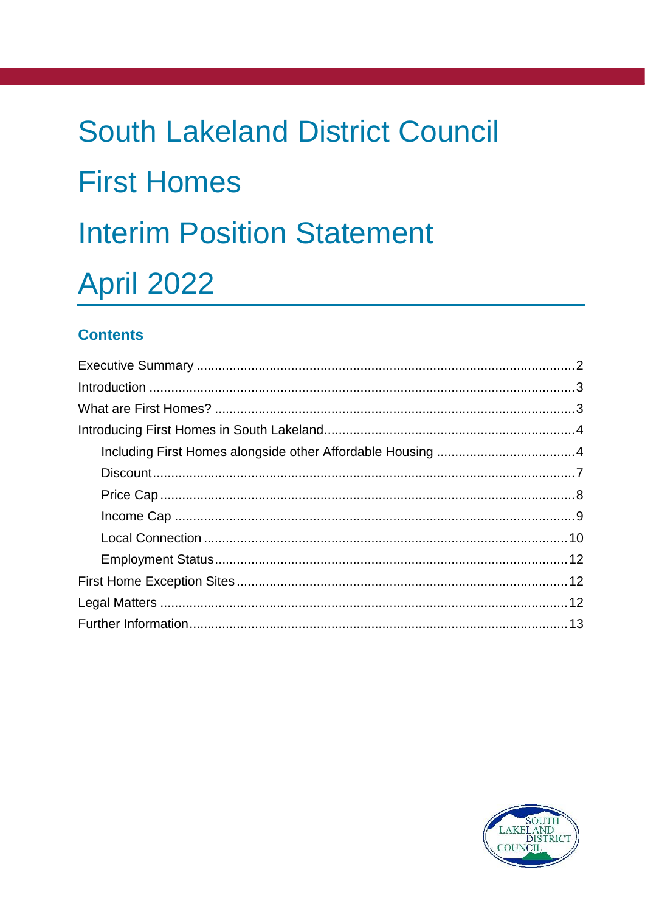# South Lakeland District Council

# First Homes

# Interim Position Statement

# April 2022

## Contents

- Executive Summary ... 2
- Introduction ... 3
- What are First Homes? ... 3
- Introducing First Homes in South Lakeland ... 4
  - Including First Homes alongside other Affordable Housing ... 4
  - Discount ... 7
  - Price Cap ... 8
  - Income Cap ... 9
  - Local Connection ... 10
  - Employment Status ... 12
- First Home Exception Sites ... 12
- Legal Matters ... 12
- Further Information ... 13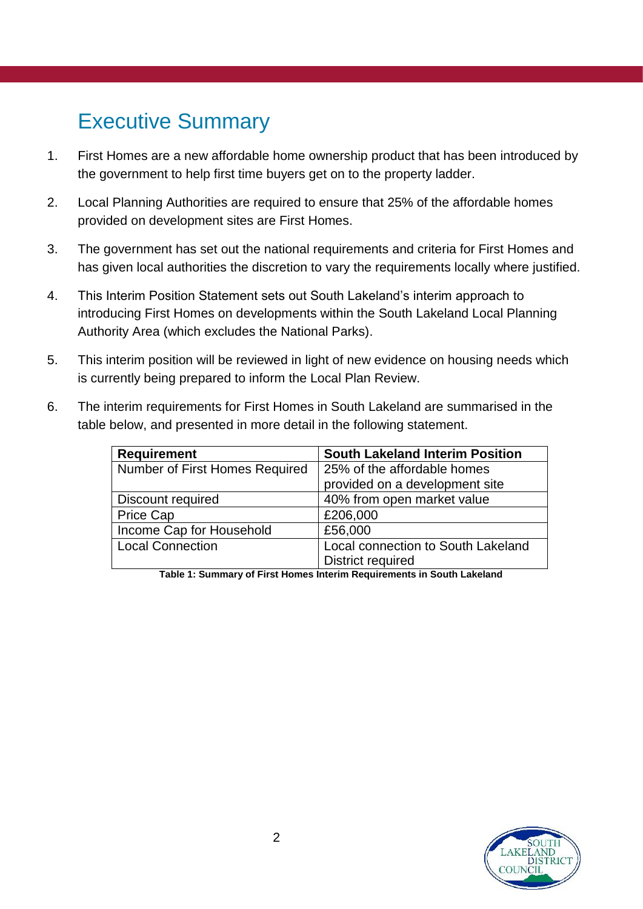# Executive Summary

1. First Homes are a new affordable home ownership product that has been introduced by the government to help first time buyers get on to the property ladder.

2. Local Planning Authorities are required to ensure that 25% of the affordable homes provided on development sites are First Homes.

3. The government has set out the national requirements and criteria for First Homes and has given local authorities the discretion to vary the requirements locally where justified.

4. This Interim Position Statement sets out South Lakeland's interim approach to introducing First Homes on developments within the South Lakeland Local Planning Authority Area (which excludes the National Parks).

5. This interim position will be reviewed in light of new evidence on housing needs which is currently being prepared to inform the Local Plan Review.

6. The interim requirements for First Homes in South Lakeland are summarised in the table below, and presented in more detail in the following statement.

| Requirement | South Lakeland Interim Position |
| --- | --- |
| Number of First Homes Required | 25% of the affordable homes provided on a development site |
| Discount required | 40% from open market value |
| Price Cap | £206,000 |
| Income Cap for Household | £56,000 |
| Local Connection | Local connection to South Lakeland District required |

**Table 1: Summary of First Homes Interim Requirements in South Lakeland**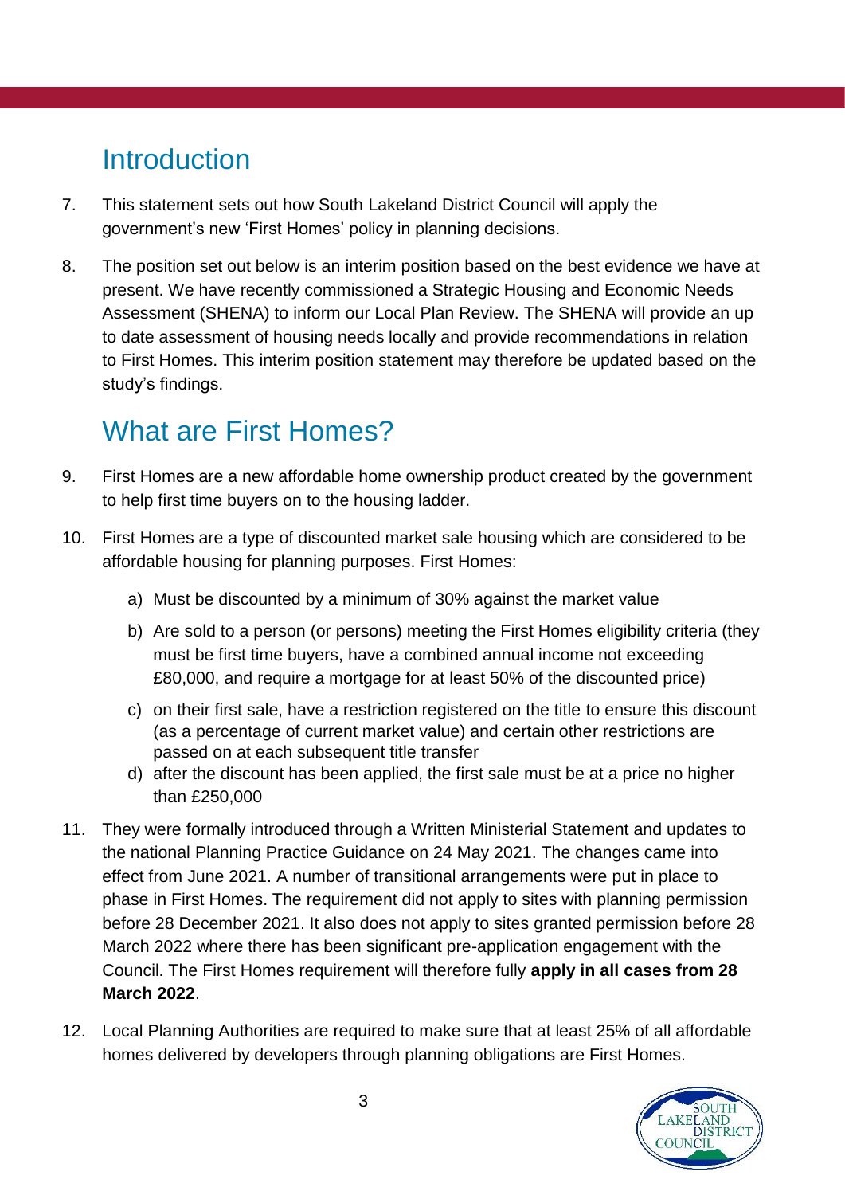## Introduction

7. This statement sets out how South Lakeland District Council will apply the government's new 'First Homes' policy in planning decisions.

8. The position set out below is an interim position based on the best evidence we have at present. We have recently commissioned a Strategic Housing and Economic Needs Assessment (SHENA) to inform our Local Plan Review. The SHENA will provide an up to date assessment of housing needs locally and provide recommendations in relation to First Homes. This interim position statement may therefore be updated based on the study's findings.

## What are First Homes?

9. First Homes are a new affordable home ownership product created by the government to help first time buyers on to the housing ladder.

10. First Homes are a type of discounted market sale housing which are considered to be affordable housing for planning purposes. First Homes:

    a) Must be discounted by a minimum of 30% against the market value

    b) Are sold to a person (or persons) meeting the First Homes eligibility criteria (they must be first time buyers, have a combined annual income not exceeding £80,000, and require a mortgage for at least 50% of the discounted price)

    c) on their first sale, have a restriction registered on the title to ensure this discount (as a percentage of current market value) and certain other restrictions are passed on at each subsequent title transfer

    d) after the discount has been applied, the first sale must be at a price no higher than £250,000

11. They were formally introduced through a Written Ministerial Statement and updates to the national Planning Practice Guidance on 24 May 2021. The changes came into effect from June 2021. A number of transitional arrangements were put in place to phase in First Homes. The requirement did not apply to sites with planning permission before 28 December 2021. It also does not apply to sites granted permission before 28 March 2022 where there has been significant pre-application engagement with the Council. The First Homes requirement will therefore fully **apply in all cases from 28 March 2022**.

12. Local Planning Authorities are required to make sure that at least 25% of all affordable homes delivered by developers through planning obligations are First Homes.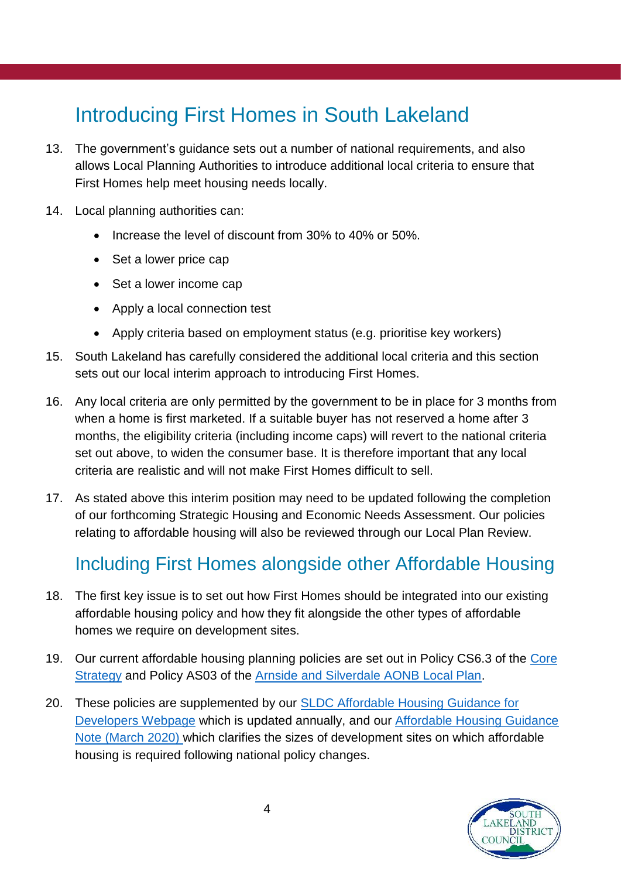## Introducing First Homes in South Lakeland

13. The government's guidance sets out a number of national requirements, and also allows Local Planning Authorities to introduce additional local criteria to ensure that First Homes help meet housing needs locally.

14. Local planning authorities can:

    - Increase the level of discount from 30% to 40% or 50%.
    - Set a lower price cap
    - Set a lower income cap
    - Apply a local connection test
    - Apply criteria based on employment status (e.g. prioritise key workers)

15. South Lakeland has carefully considered the additional local criteria and this section sets out our local interim approach to introducing First Homes.

16. Any local criteria are only permitted by the government to be in place for 3 months from when a home is first marketed. If a suitable buyer has not reserved a home after 3 months, the eligibility criteria (including income caps) will revert to the national criteria set out above, to widen the consumer base. It is therefore important that any local criteria are realistic and will not make First Homes difficult to sell.

17. As stated above this interim position may need to be updated following the completion of our forthcoming Strategic Housing and Economic Needs Assessment. Our policies relating to affordable housing will also be reviewed through our Local Plan Review.

## Including First Homes alongside other Affordable Housing

18. The first key issue is to set out how First Homes should be integrated into our existing affordable housing policy and how they fit alongside the other types of affordable homes we require on development sites.

19. Our current affordable housing planning policies are set out in Policy CS6.3 of the Core Strategy and Policy AS03 of the Arnside and Silverdale AONB Local Plan.

20. These policies are supplemented by our SLDC Affordable Housing Guidance for Developers Webpage which is updated annually, and our Affordable Housing Guidance Note (March 2020) which clarifies the sizes of development sites on which affordable housing is required following national policy changes.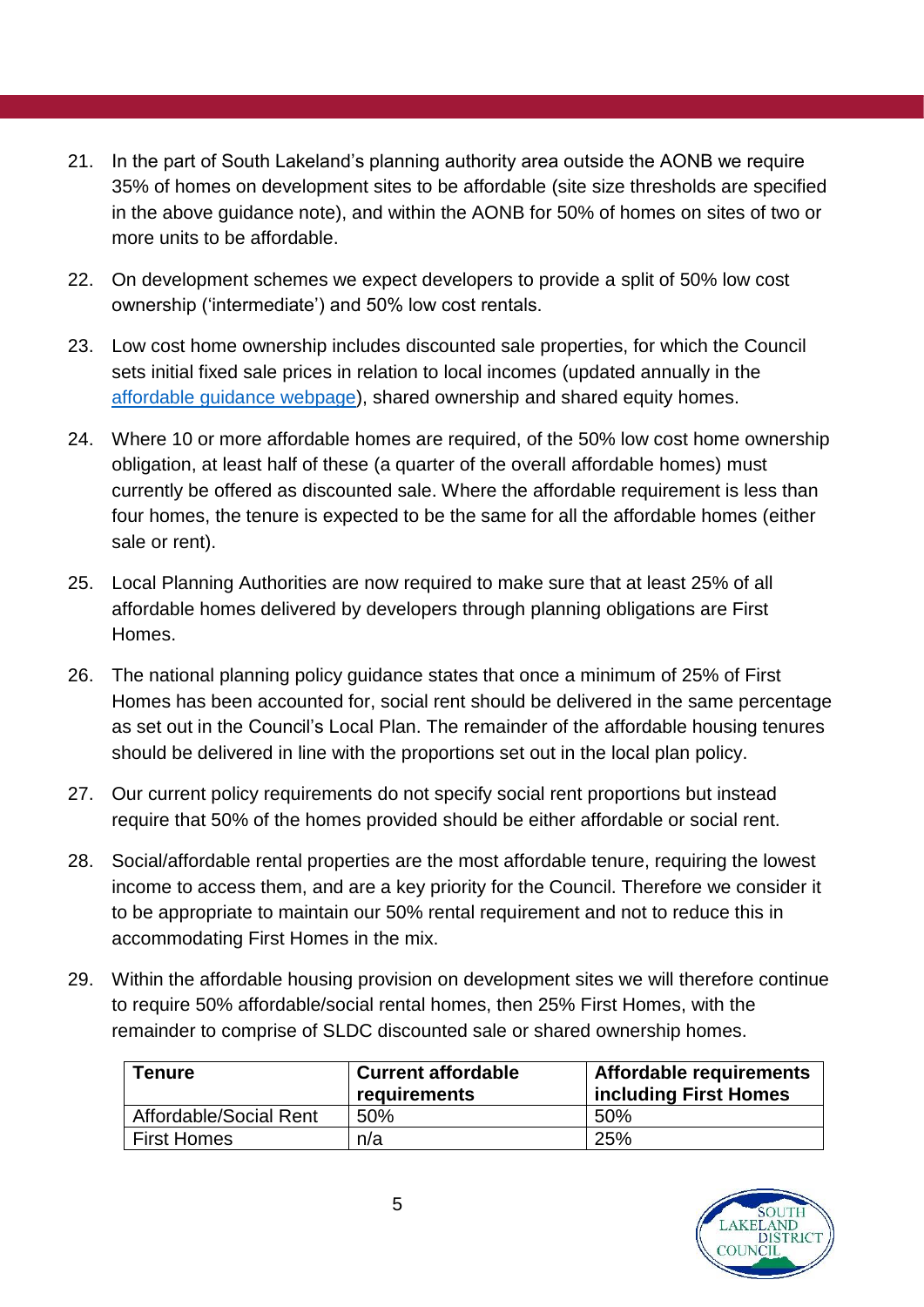21. In the part of South Lakeland's planning authority area outside the AONB we require 35% of homes on development sites to be affordable (site size thresholds are specified in the above guidance note), and within the AONB for 50% of homes on sites of two or more units to be affordable.

22. On development schemes we expect developers to provide a split of 50% low cost ownership ('intermediate') and 50% low cost rentals.

23. Low cost home ownership includes discounted sale properties, for which the Council sets initial fixed sale prices in relation to local incomes (updated annually in the [affordable guidance webpage](affordable guidance webpage)), shared ownership and shared equity homes.

24. Where 10 or more affordable homes are required, of the 50% low cost home ownership obligation, at least half of these (a quarter of the overall affordable homes) must currently be offered as discounted sale. Where the affordable requirement is less than four homes, the tenure is expected to be the same for all the affordable homes (either sale or rent).

25. Local Planning Authorities are now required to make sure that at least 25% of all affordable homes delivered by developers through planning obligations are First Homes.

26. The national planning policy guidance states that once a minimum of 25% of First Homes has been accounted for, social rent should be delivered in the same percentage as set out in the Council's Local Plan. The remainder of the affordable housing tenures should be delivered in line with the proportions set out in the local plan policy.

27. Our current policy requirements do not specify social rent proportions but instead require that 50% of the homes provided should be either affordable or social rent.

28. Social/affordable rental properties are the most affordable tenure, requiring the lowest income to access them, and are a key priority for the Council. Therefore we consider it to be appropriate to maintain our 50% rental requirement and not to reduce this in accommodating First Homes in the mix.

29. Within the affordable housing provision on development sites we will therefore continue to require 50% affordable/social rental homes, then 25% First Homes, with the remainder to comprise of SLDC discounted sale or shared ownership homes.

| Tenure | Current affordable requirements | Affordable requirements including First Homes |
|---|---|---|
| Affordable/Social Rent | 50% | 50% |
| First Homes | n/a | 25% |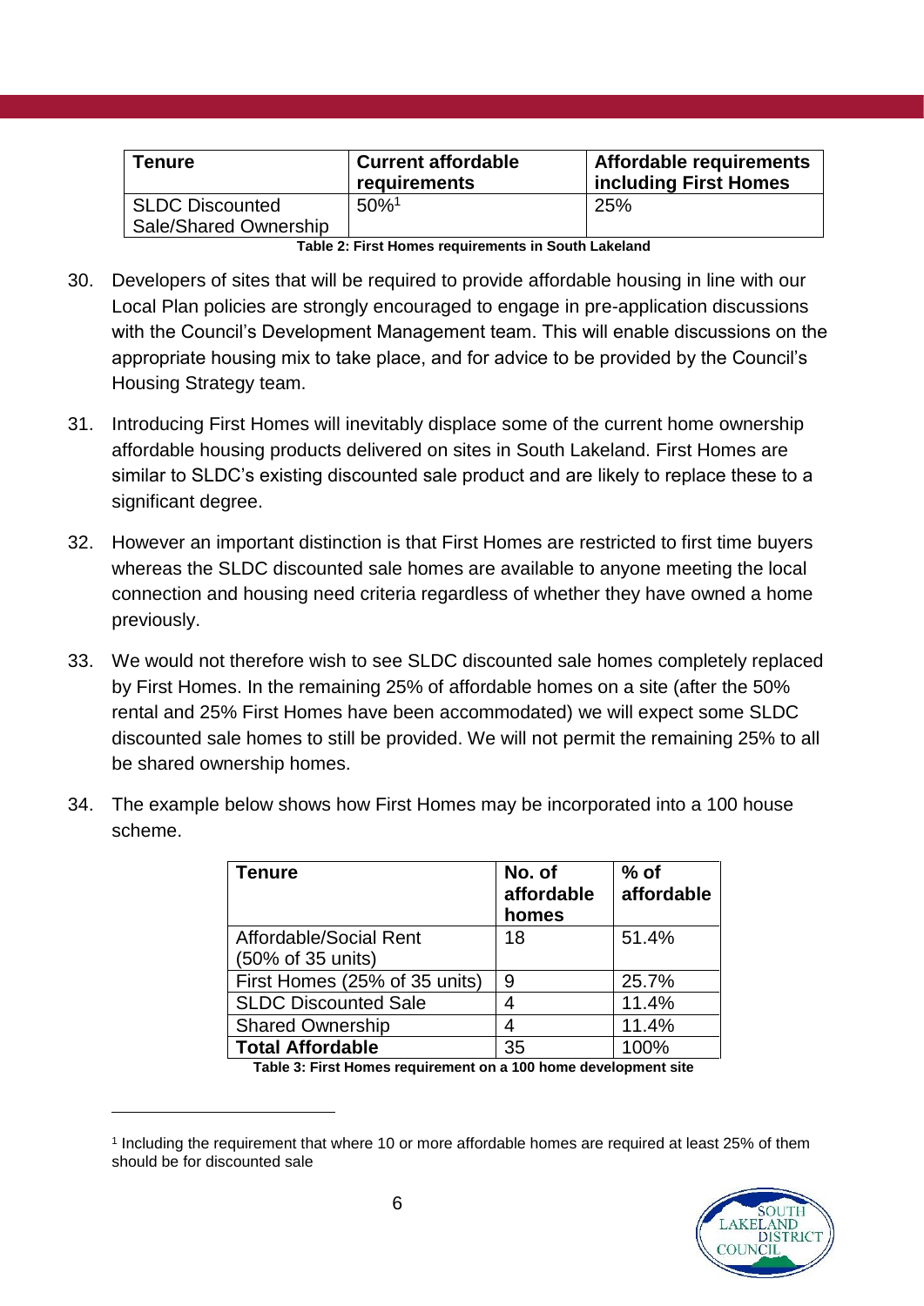| Tenure | Current affordable requirements | Affordable requirements including First Homes |
|---|---|---|
| SLDC Discounted Sale/Shared Ownership | 50%[1] | 25% |

**Table 2: First Homes requirements in South Lakeland**

30. Developers of sites that will be required to provide affordable housing in line with our Local Plan policies are strongly encouraged to engage in pre-application discussions with the Council's Development Management team. This will enable discussions on the appropriate housing mix to take place, and for advice to be provided by the Council's Housing Strategy team.

31. Introducing First Homes will inevitably displace some of the current home ownership affordable housing products delivered on sites in South Lakeland. First Homes are similar to SLDC's existing discounted sale product and are likely to replace these to a significant degree.

32. However an important distinction is that First Homes are restricted to first time buyers whereas the SLDC discounted sale homes are available to anyone meeting the local connection and housing need criteria regardless of whether they have owned a home previously.

33. We would not therefore wish to see SLDC discounted sale homes completely replaced by First Homes. In the remaining 25% of affordable homes on a site (after the 50% rental and 25% First Homes have been accommodated) we will expect some SLDC discounted sale homes to still be provided. We will not permit the remaining 25% to all be shared ownership homes.

34. The example below shows how First Homes may be incorporated into a 100 house scheme.

| Tenure | No. of affordable homes | % of affordable |
|---|---|---|
| Affordable/Social Rent (50% of 35 units) | 18 | 51.4% |
| First Homes (25% of 35 units) | 9 | 25.7% |
| SLDC Discounted Sale | 4 | 11.4% |
| Shared Ownership | 4 | 11.4% |
| **Total Affordable** | 35 | 100% |

**Table 3: First Homes requirement on a 100 home development site**

[1] Including the requirement that where 10 or more affordable homes are required at least 25% of them should be for discounted sale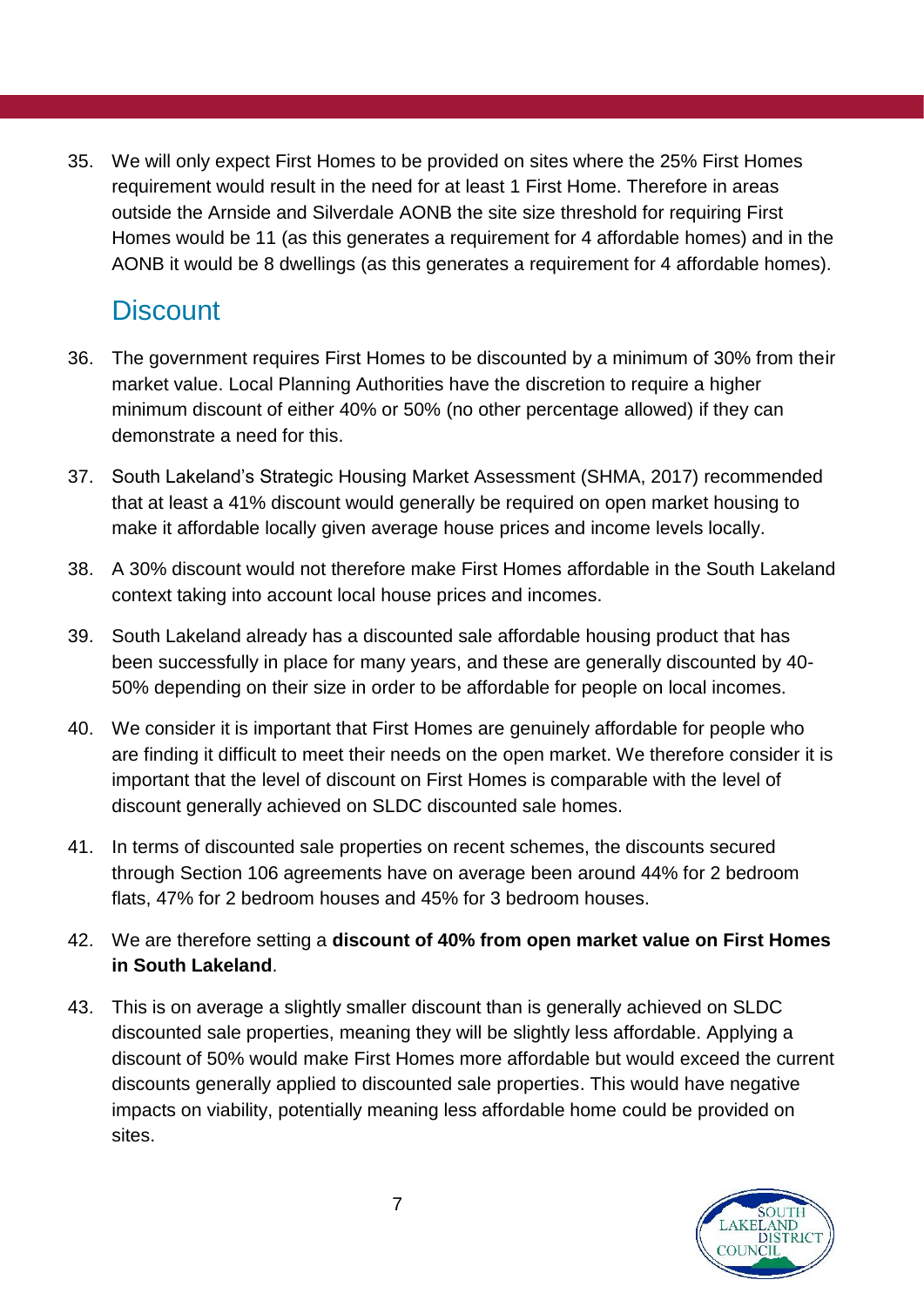35. We will only expect First Homes to be provided on sites where the 25% First Homes requirement would result in the need for at least 1 First Home. Therefore in areas outside the Arnside and Silverdale AONB the site size threshold for requiring First Homes would be 11 (as this generates a requirement for 4 affordable homes) and in the AONB it would be 8 dwellings (as this generates a requirement for 4 affordable homes).

## Discount

36. The government requires First Homes to be discounted by a minimum of 30% from their market value. Local Planning Authorities have the discretion to require a higher minimum discount of either 40% or 50% (no other percentage allowed) if they can demonstrate a need for this.

37. South Lakeland's Strategic Housing Market Assessment (SHMA, 2017) recommended that at least a 41% discount would generally be required on open market housing to make it affordable locally given average house prices and income levels locally.

38. A 30% discount would not therefore make First Homes affordable in the South Lakeland context taking into account local house prices and incomes.

39. South Lakeland already has a discounted sale affordable housing product that has been successfully in place for many years, and these are generally discounted by 40-50% depending on their size in order to be affordable for people on local incomes.

40. We consider it is important that First Homes are genuinely affordable for people who are finding it difficult to meet their needs on the open market. We therefore consider it is important that the level of discount on First Homes is comparable with the level of discount generally achieved on SLDC discounted sale homes.

41. In terms of discounted sale properties on recent schemes, the discounts secured through Section 106 agreements have on average been around 44% for 2 bedroom flats, 47% for 2 bedroom houses and 45% for 3 bedroom houses.

42. We are therefore setting a **discount of 40% from open market value on First Homes in South Lakeland**.

43. This is on average a slightly smaller discount than is generally achieved on SLDC discounted sale properties, meaning they will be slightly less affordable. Applying a discount of 50% would make First Homes more affordable but would exceed the current discounts generally applied to discounted sale properties. This would have negative impacts on viability, potentially meaning less affordable home could be provided on sites.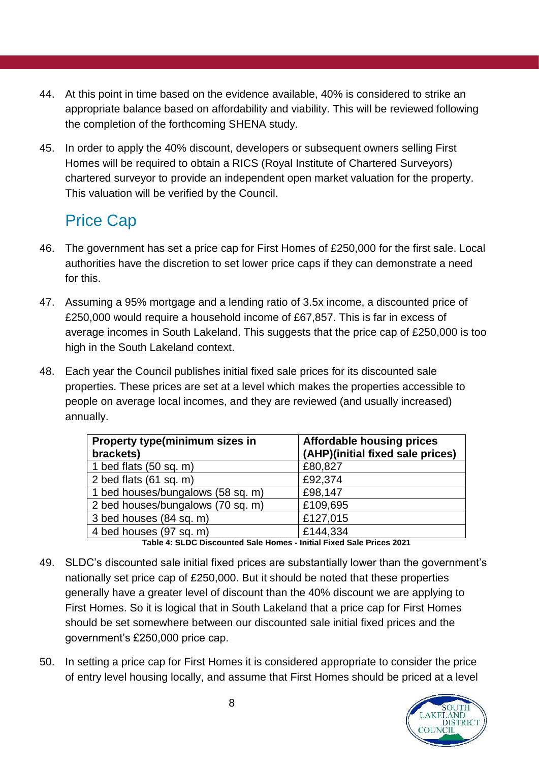44. At this point in time based on the evidence available, 40% is considered to strike an appropriate balance based on affordability and viability. This will be reviewed following the completion of the forthcoming SHENA study.

45. In order to apply the 40% discount, developers or subsequent owners selling First Homes will be required to obtain a RICS (Royal Institute of Chartered Surveyors) chartered surveyor to provide an independent open market valuation for the property. This valuation will be verified by the Council.

## Price Cap

46. The government has set a price cap for First Homes of £250,000 for the first sale. Local authorities have the discretion to set lower price caps if they can demonstrate a need for this.

47. Assuming a 95% mortgage and a lending ratio of 3.5x income, a discounted price of £250,000 would require a household income of £67,857. This is far in excess of average incomes in South Lakeland. This suggests that the price cap of £250,000 is too high in the South Lakeland context.

48. Each year the Council publishes initial fixed sale prices for its discounted sale properties. These prices are set at a level which makes the properties accessible to people on average local incomes, and they are reviewed (and usually increased) annually.

| Property type(minimum sizes in brackets) | Affordable housing prices (AHP)(initial fixed sale prices) |
|---|---|
| 1 bed flats (50 sq. m) | £80,827 |
| 2 bed flats (61 sq. m) | £92,374 |
| 1 bed houses/bungalows (58 sq. m) | £98,147 |
| 2 bed houses/bungalows (70 sq. m) | £109,695 |
| 3 bed houses (84 sq. m) | £127,015 |
| 4 bed houses (97 sq. m) | £144,334 |

**Table 4: SLDC Discounted Sale Homes - Initial Fixed Sale Prices 2021**

49. SLDC's discounted sale initial fixed prices are substantially lower than the government's nationally set price cap of £250,000. But it should be noted that these properties generally have a greater level of discount than the 40% discount we are applying to First Homes. So it is logical that in South Lakeland that a price cap for First Homes should be set somewhere between our discounted sale initial fixed prices and the government's £250,000 price cap.

50. In setting a price cap for First Homes it is considered appropriate to consider the price of entry level housing locally, and assume that First Homes should be priced at a level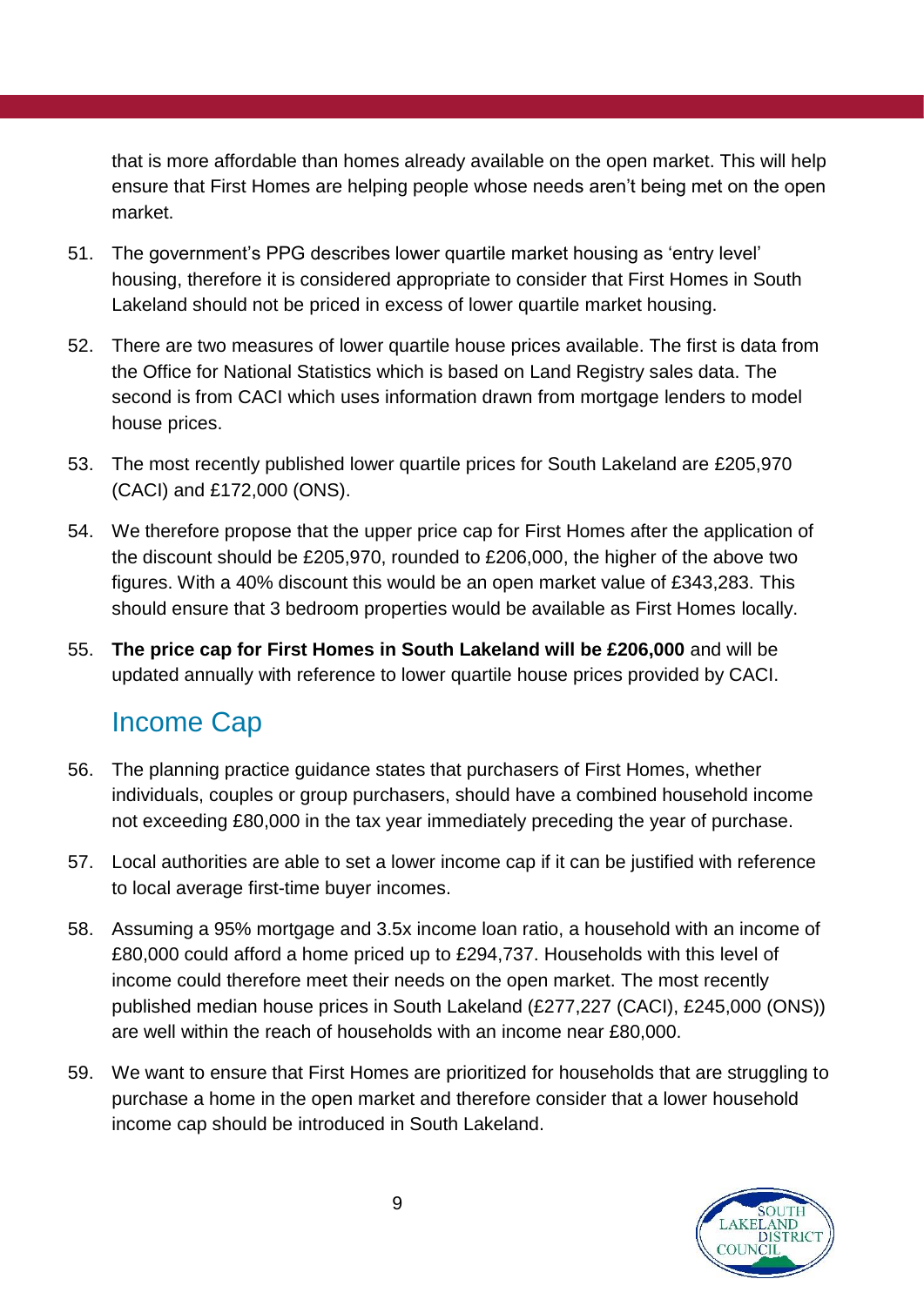that is more affordable than homes already available on the open market. This will help ensure that First Homes are helping people whose needs aren't being met on the open market.

51. The government's PPG describes lower quartile market housing as 'entry level' housing, therefore it is considered appropriate to consider that First Homes in South Lakeland should not be priced in excess of lower quartile market housing.

52. There are two measures of lower quartile house prices available. The first is data from the Office for National Statistics which is based on Land Registry sales data. The second is from CACI which uses information drawn from mortgage lenders to model house prices.

53. The most recently published lower quartile prices for South Lakeland are £205,970 (CACI) and £172,000 (ONS).

54. We therefore propose that the upper price cap for First Homes after the application of the discount should be £205,970, rounded to £206,000, the higher of the above two figures. With a 40% discount this would be an open market value of £343,283. This should ensure that 3 bedroom properties would be available as First Homes locally.

55. **The price cap for First Homes in South Lakeland will be £206,000** and will be updated annually with reference to lower quartile house prices provided by CACI.

## Income Cap

56. The planning practice guidance states that purchasers of First Homes, whether individuals, couples or group purchasers, should have a combined household income not exceeding £80,000 in the tax year immediately preceding the year of purchase.

57. Local authorities are able to set a lower income cap if it can be justified with reference to local average first-time buyer incomes.

58. Assuming a 95% mortgage and 3.5x income loan ratio, a household with an income of £80,000 could afford a home priced up to £294,737. Households with this level of income could therefore meet their needs on the open market. The most recently published median house prices in South Lakeland (£277,227 (CACI), £245,000 (ONS)) are well within the reach of households with an income near £80,000.

59. We want to ensure that First Homes are prioritized for households that are struggling to purchase a home in the open market and therefore consider that a lower household income cap should be introduced in South Lakeland.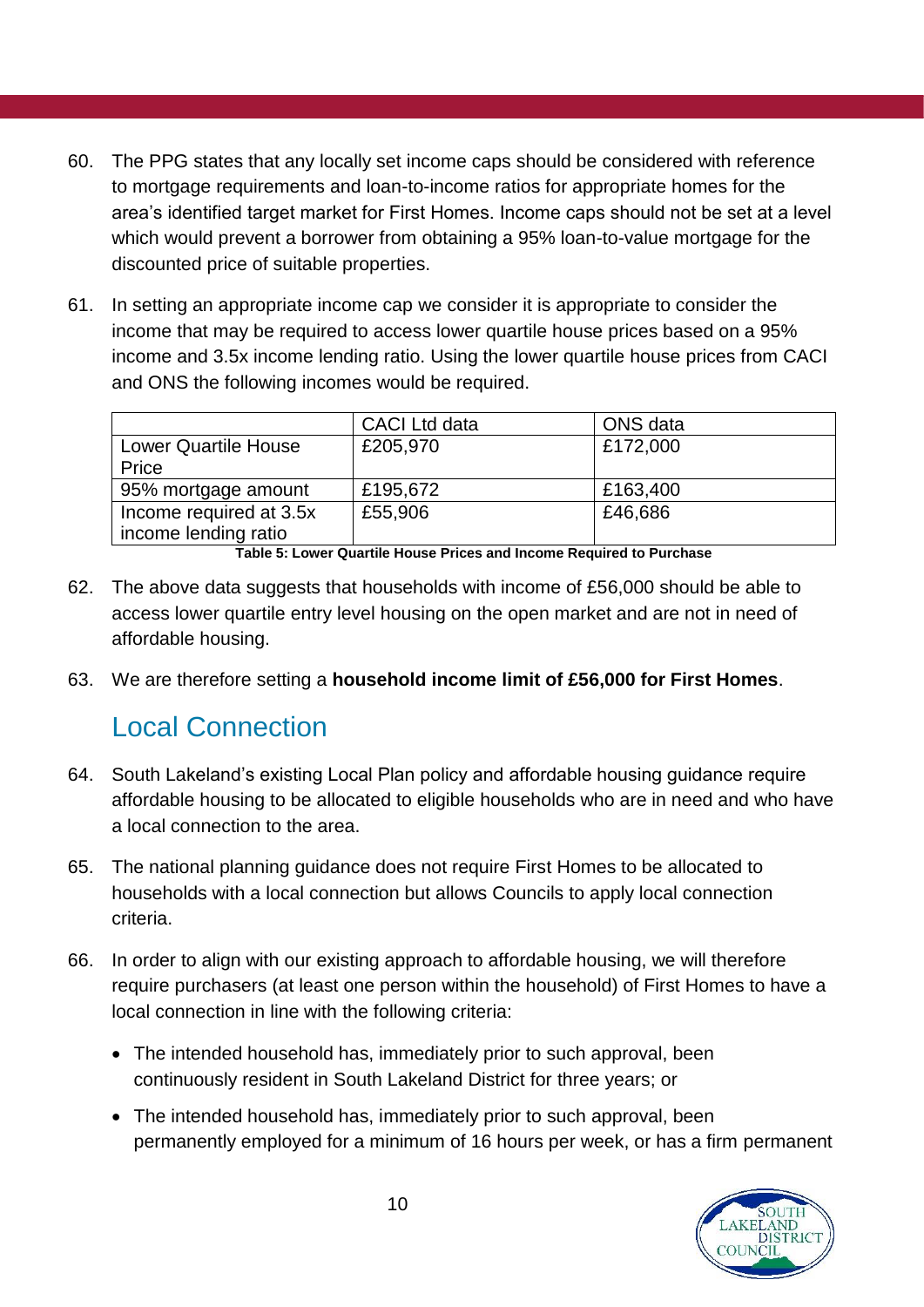60. The PPG states that any locally set income caps should be considered with reference to mortgage requirements and loan-to-income ratios for appropriate homes for the area's identified target market for First Homes. Income caps should not be set at a level which would prevent a borrower from obtaining a 95% loan-to-value mortgage for the discounted price of suitable properties.

61. In setting an appropriate income cap we consider it is appropriate to consider the income that may be required to access lower quartile house prices based on a 95% income and 3.5x income lending ratio. Using the lower quartile house prices from CACI and ONS the following incomes would be required.

| | CACI Ltd data | ONS data |
|---|---|---|
| Lower Quartile House Price | £205,970 | £172,000 |
| 95% mortgage amount | £195,672 | £163,400 |
| Income required at 3.5x income lending ratio | £55,906 | £46,686 |

**Table 5: Lower Quartile House Prices and Income Required to Purchase**

62. The above data suggests that households with income of £56,000 should be able to access lower quartile entry level housing on the open market and are not in need of affordable housing.

63. We are therefore setting a **household income limit of £56,000 for First Homes**.

## Local Connection

64. South Lakeland's existing Local Plan policy and affordable housing guidance require affordable housing to be allocated to eligible households who are in need and who have a local connection to the area.

65. The national planning guidance does not require First Homes to be allocated to households with a local connection but allows Councils to apply local connection criteria.

66. In order to align with our existing approach to affordable housing, we will therefore require purchasers (at least one person within the household) of First Homes to have a local connection in line with the following criteria:

   - The intended household has, immediately prior to such approval, been continuously resident in South Lakeland District for three years; or
   - The intended household has, immediately prior to such approval, been permanently employed for a minimum of 16 hours per week, or has a firm permanent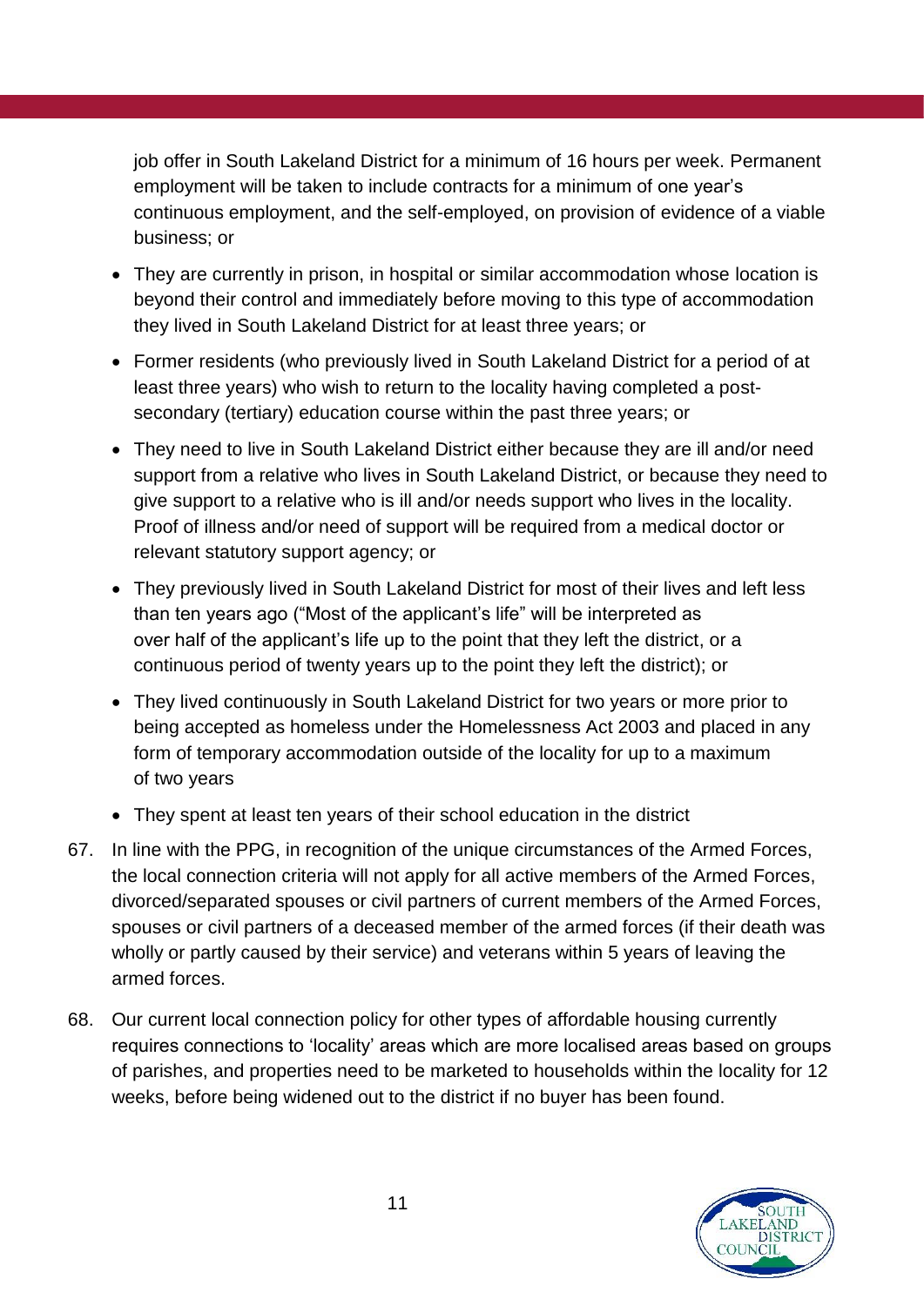job offer in South Lakeland District for a minimum of 16 hours per week. Permanent employment will be taken to include contracts for a minimum of one year's continuous employment, and the self-employed, on provision of evidence of a viable business; or

- They are currently in prison, in hospital or similar accommodation whose location is beyond their control and immediately before moving to this type of accommodation they lived in South Lakeland District for at least three years; or
- Former residents (who previously lived in South Lakeland District for a period of at least three years) who wish to return to the locality having completed a post-secondary (tertiary) education course within the past three years; or
- They need to live in South Lakeland District either because they are ill and/or need support from a relative who lives in South Lakeland District, or because they need to give support to a relative who is ill and/or needs support who lives in the locality. Proof of illness and/or need of support will be required from a medical doctor or relevant statutory support agency; or
- They previously lived in South Lakeland District for most of their lives and left less than ten years ago ("Most of the applicant's life" will be interpreted as over half of the applicant's life up to the point that they left the district, or a continuous period of twenty years up to the point they left the district); or
- They lived continuously in South Lakeland District for two years or more prior to being accepted as homeless under the Homelessness Act 2003 and placed in any form of temporary accommodation outside of the locality for up to a maximum of two years
- They spent at least ten years of their school education in the district

67. In line with the PPG, in recognition of the unique circumstances of the Armed Forces, the local connection criteria will not apply for all active members of the Armed Forces, divorced/separated spouses or civil partners of current members of the Armed Forces, spouses or civil partners of a deceased member of the armed forces (if their death was wholly or partly caused by their service) and veterans within 5 years of leaving the armed forces.

68. Our current local connection policy for other types of affordable housing currently requires connections to 'locality' areas which are more localised areas based on groups of parishes, and properties need to be marketed to households within the locality for 12 weeks, before being widened out to the district if no buyer has been found.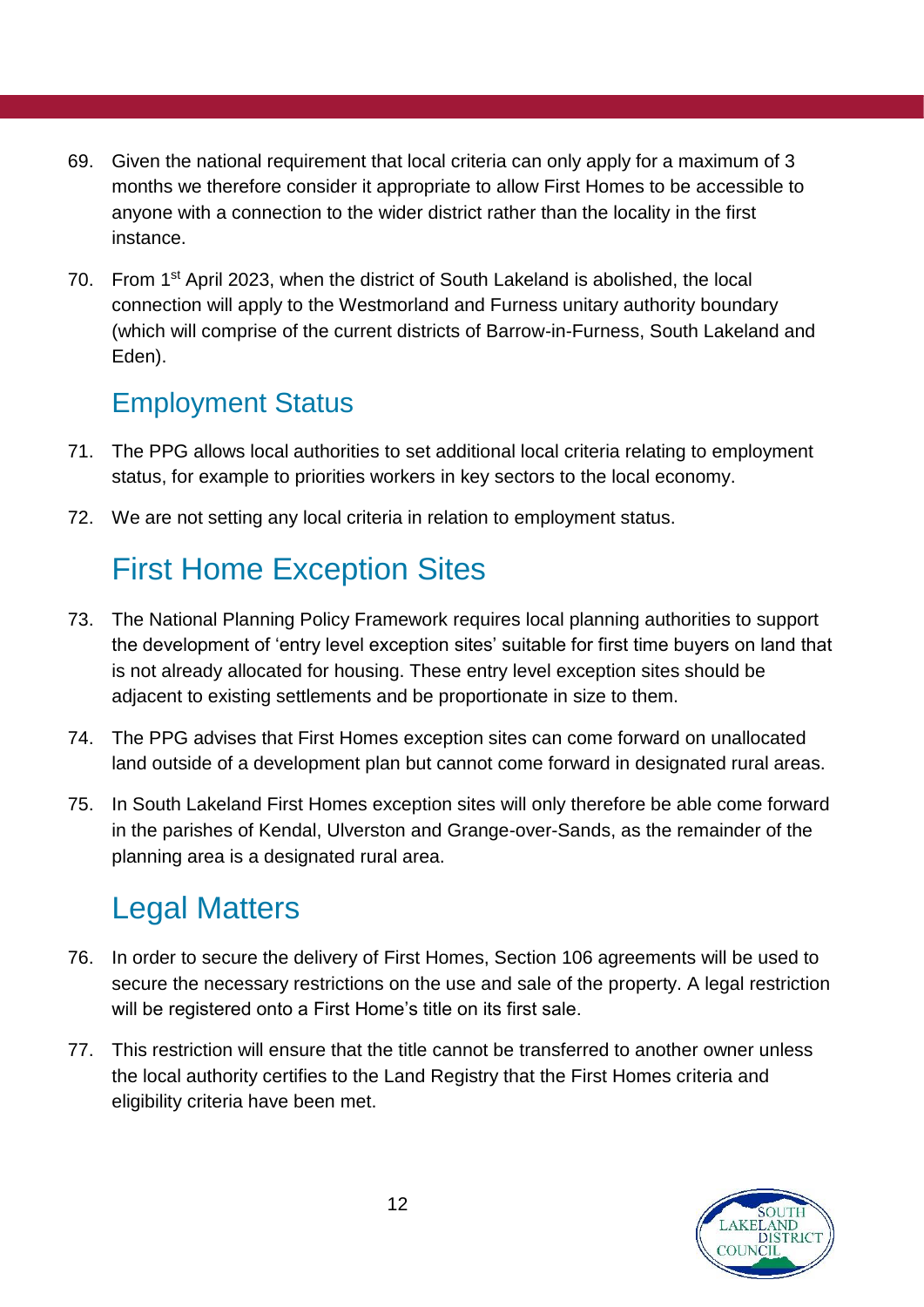69. Given the national requirement that local criteria can only apply for a maximum of 3 months we therefore consider it appropriate to allow First Homes to be accessible to anyone with a connection to the wider district rather than the locality in the first instance.

70. From 1st April 2023, when the district of South Lakeland is abolished, the local connection will apply to the Westmorland and Furness unitary authority boundary (which will comprise of the current districts of Barrow-in-Furness, South Lakeland and Eden).

## Employment Status

71. The PPG allows local authorities to set additional local criteria relating to employment status, for example to priorities workers in key sectors to the local economy.

72. We are not setting any local criteria in relation to employment status.

## First Home Exception Sites

73. The National Planning Policy Framework requires local planning authorities to support the development of 'entry level exception sites' suitable for first time buyers on land that is not already allocated for housing. These entry level exception sites should be adjacent to existing settlements and be proportionate in size to them.

74. The PPG advises that First Homes exception sites can come forward on unallocated land outside of a development plan but cannot come forward in designated rural areas.

75. In South Lakeland First Homes exception sites will only therefore be able come forward in the parishes of Kendal, Ulverston and Grange-over-Sands, as the remainder of the planning area is a designated rural area.

## Legal Matters

76. In order to secure the delivery of First Homes, Section 106 agreements will be used to secure the necessary restrictions on the use and sale of the property. A legal restriction will be registered onto a First Home's title on its first sale.

77. This restriction will ensure that the title cannot be transferred to another owner unless the local authority certifies to the Land Registry that the First Homes criteria and eligibility criteria have been met.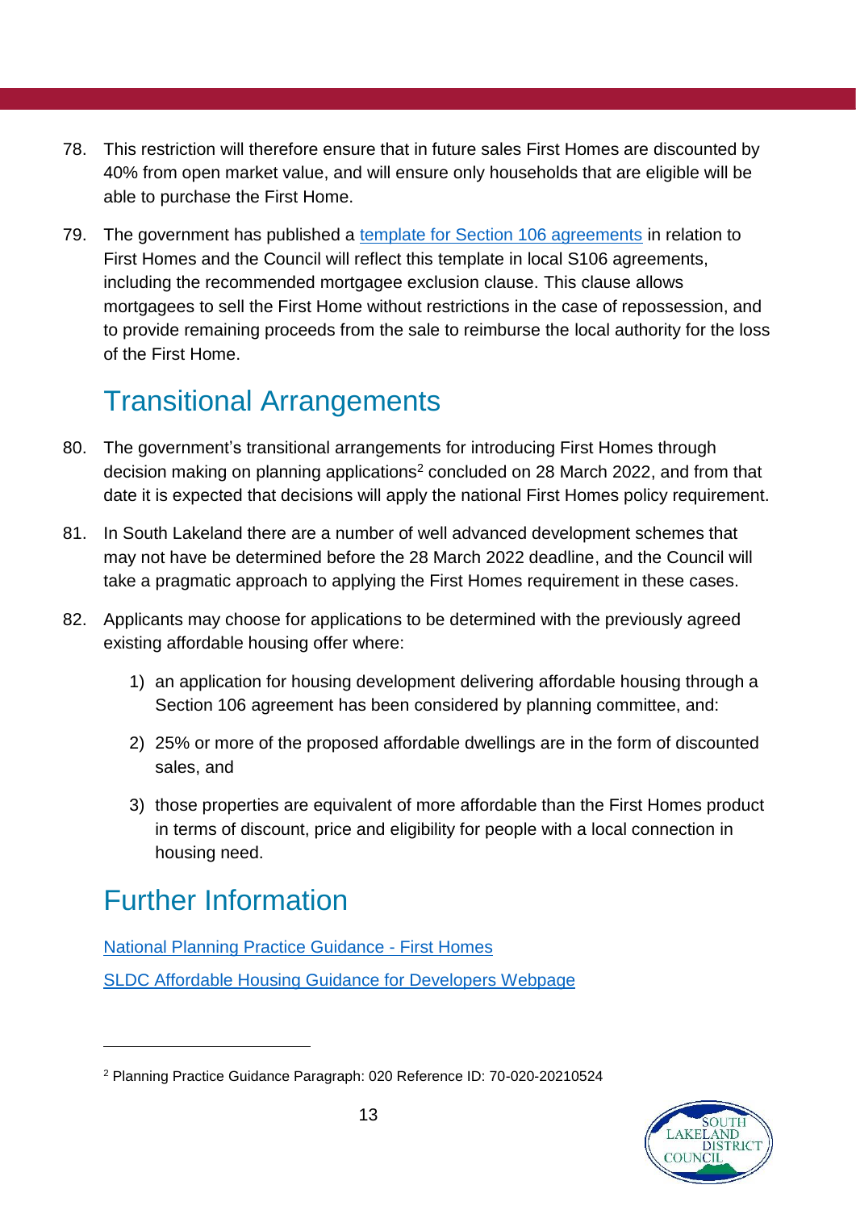78. This restriction will therefore ensure that in future sales First Homes are discounted by 40% from open market value, and will ensure only households that are eligible will be able to purchase the First Home.

79. The government has published a [template for Section 106 agreements] in relation to First Homes and the Council will reflect this template in local S106 agreements, including the recommended mortgagee exclusion clause. This clause allows mortgagees to sell the First Home without restrictions in the case of repossession, and to provide remaining proceeds from the sale to reimburse the local authority for the loss of the First Home.

## Transitional Arrangements

80. The government's transitional arrangements for introducing First Homes through decision making on planning applications[2] concluded on 28 March 2022, and from that date it is expected that decisions will apply the national First Homes policy requirement.

81. In South Lakeland there are a number of well advanced development schemes that may not have be determined before the 28 March 2022 deadline, and the Council will take a pragmatic approach to applying the First Homes requirement in these cases.

82. Applicants may choose for applications to be determined with the previously agreed existing affordable housing offer where:

    1) an application for housing development delivering affordable housing through a Section 106 agreement has been considered by planning committee, and:

    2) 25% or more of the proposed affordable dwellings are in the form of discounted sales, and

    3) those properties are equivalent of more affordable than the First Homes product in terms of discount, price and eligibility for people with a local connection in housing need.

## Further Information

National Planning Practice Guidance - First Homes

SLDC Affordable Housing Guidance for Developers Webpage

---

[2] Planning Practice Guidance Paragraph: 020 Reference ID: 70-020-20210524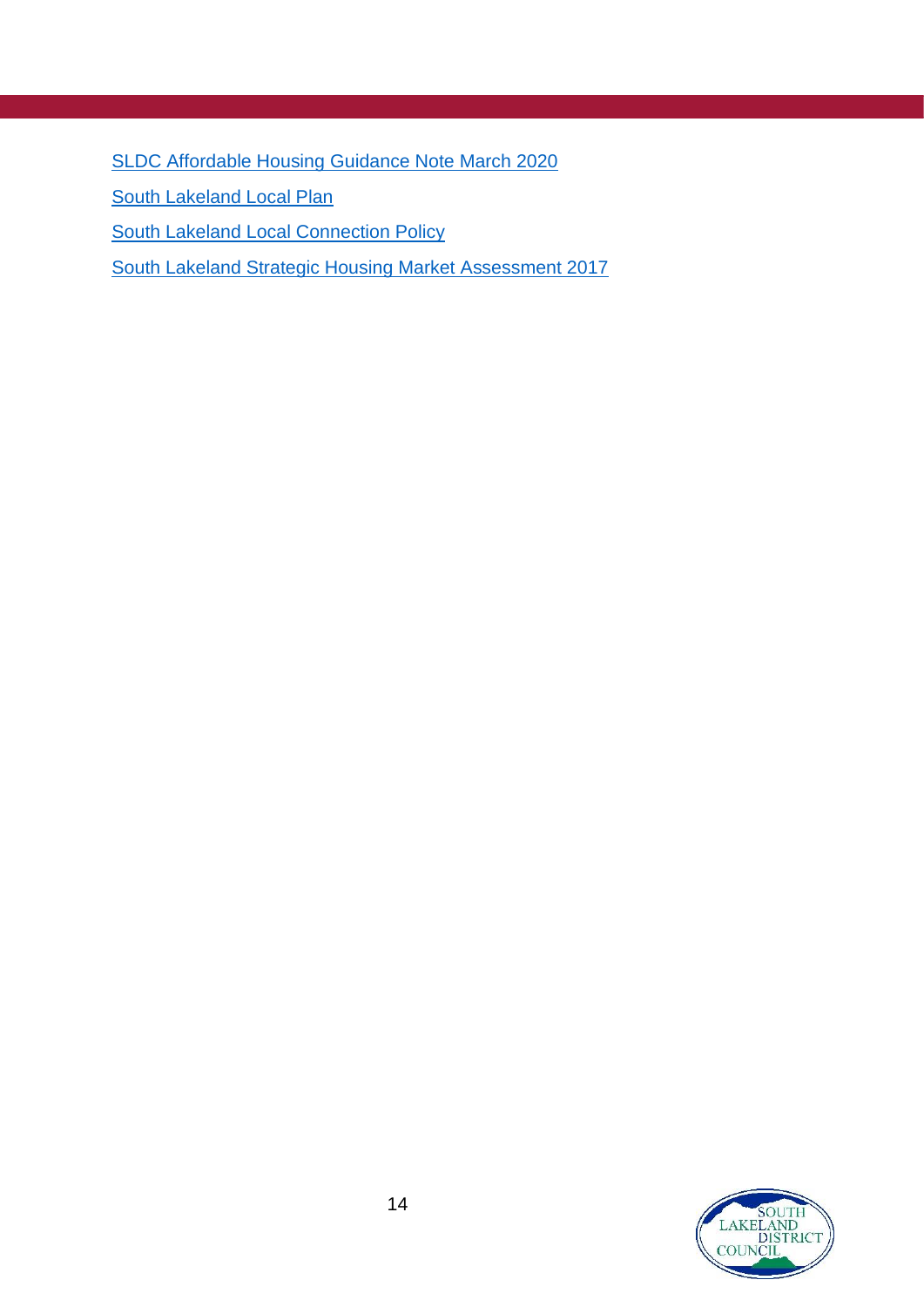SLDC Affordable Housing Guidance Note March 2020

South Lakeland Local Plan

South Lakeland Local Connection Policy

South Lakeland Strategic Housing Market Assessment 2017